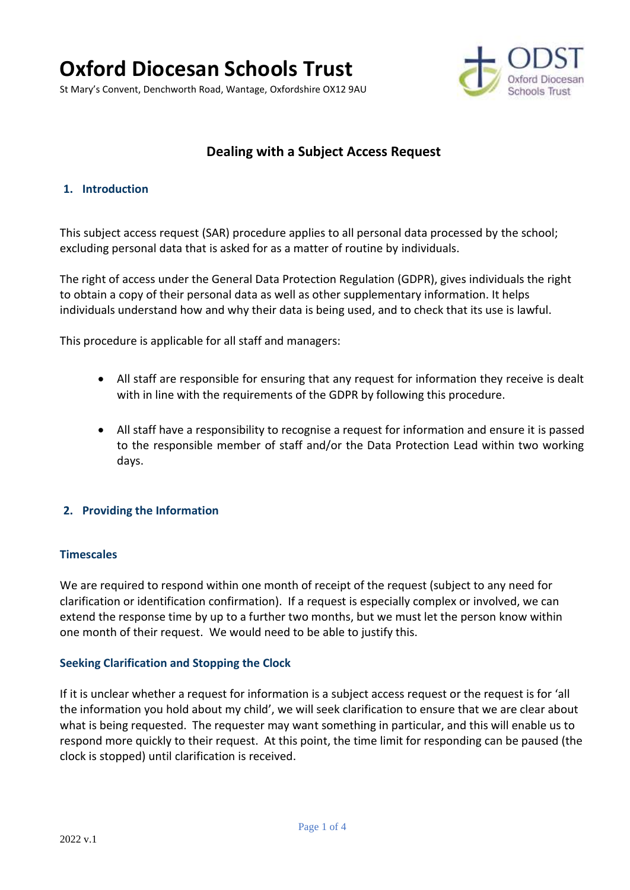# Oxford Diocesan Schools Trust

St Mary's Convent, Denchworth Road, Wantage, Oxfordshire OX12 9AU

## Dealing with a Subject Access Request

### 1. Introduction

This subject access request (SAR) procedure applies to all personal data processed by the school; excluding personal data that is asked for as a matter of routine by individuals.

The right of access under the General Data Protection Regulation (GDPR), gives individuals the right to obtain a copy of their personal data as well as other supplementary information. It helps individuals understand how and why their data is being used, and to check that its use is lawful.

This procedure is applicable for all staff and managers:

- All staff are responsible for ensuring that any request for information they receive is dealt with in line with the requirements of the GDPR by following this procedure.
- All staff have a responsibility to recognise a request for information and ensure it is passed to the responsible member of staff and/or the Data Protection Lead within two working days.

### 2. Providing the Information

#### Timescales

We are required to respond within one month of receipt of the request (subject to any need for clarification or identification confirmation). If a request is especially complex or involved, we can extend the response time by up to a further two months, but we must let the person know within one month of their request. We would need to be able to justify this.

#### Seeking Clarification and Stopping the Clock

If it is unclear whether a request for information is a subject access request or the request is for 'all the information you hold about my child', we will seek clarification to ensure that we are clear about what is being requested. The requester may want something in particular, and this will enable us to respond more quickly to their request. At this point, the time limit for responding can be paused (the clock is stopped) until clarification is received.

2022 v.1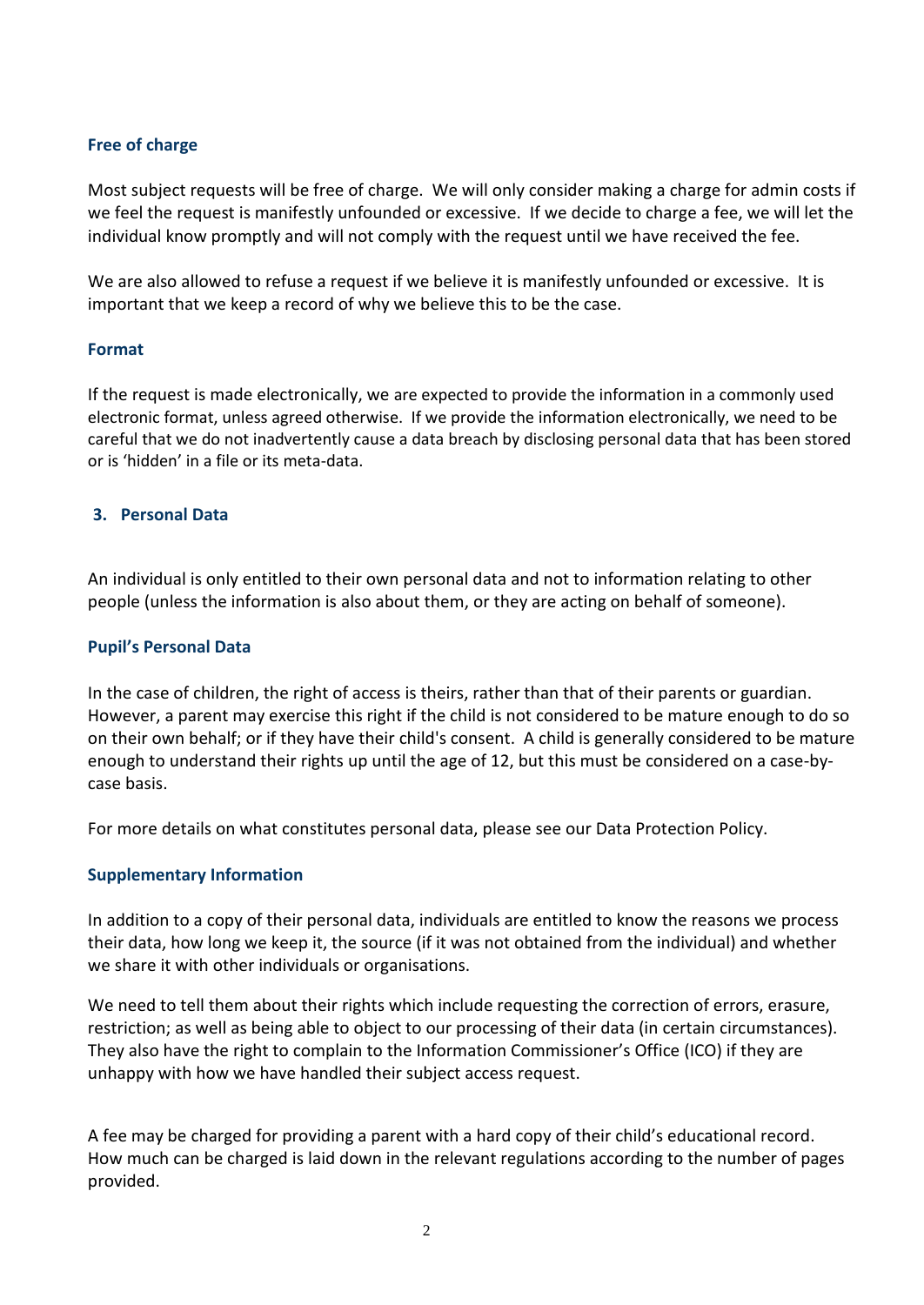### Free of charge

Most subject requests will be free of charge. We will only consider making a charge for admin costs if we feel the request is manifestly unfounded or excessive. If we decide to charge a fee, we will let the individual know promptly and will not comply with the request until we have received the fee.

We are also allowed to refuse a request if we believe it is manifestly unfounded or excessive. It is important that we keep a record of why we believe this to be the case.

### Format

If the request is made electronically, we are expected to provide the information in a commonly used electronic format, unless agreed otherwise. If we provide the information electronically, we need to be careful that we do not inadvertently cause a data breach by disclosing personal data that has been stored or is 'hidden' in a file or its meta-data.

## 3. Personal Data

An individual is only entitled to their own personal data and not to information relating to other people (unless the information is also about them, or they are acting on behalf of someone).

### Pupil's Personal Data

In the case of children, the right of access is theirs, rather than that of their parents or guardian. However, a parent may exercise this right if the child is not considered to be mature enough to do so on their own behalf; or if they have their child's consent. A child is generally considered to be mature enough to understand their rights up until the age of 12, but this must be considered on a case-by-case basis.

For more details on what constitutes personal data, please see our Data Protection Policy.

### Supplementary Information

In addition to a copy of their personal data, individuals are entitled to know the reasons we process their data, how long we keep it, the source (if it was not obtained from the individual) and whether we share it with other individuals or organisations.

We need to tell them about their rights which include requesting the correction of errors, erasure, restriction; as well as being able to object to our processing of their data (in certain circumstances). They also have the right to complain to the Information Commissioner's Office (ICO) if they are unhappy with how we have handled their subject access request.

A fee may be charged for providing a parent with a hard copy of their child's educational record. How much can be charged is laid down in the relevant regulations according to the number of pages provided.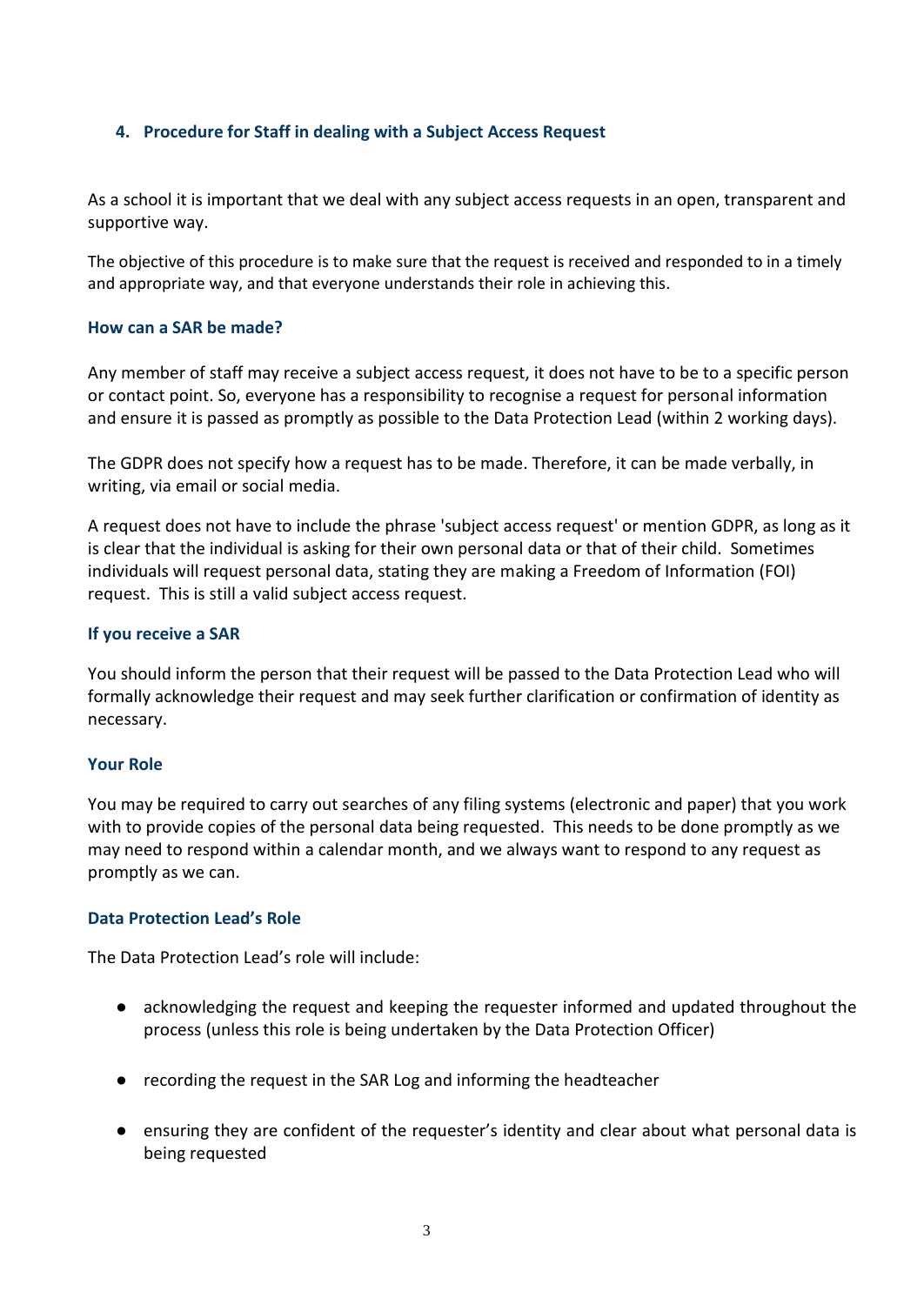## 4. Procedure for Staff in dealing with a Subject Access Request

As a school it is important that we deal with any subject access requests in an open, transparent and supportive way.

The objective of this procedure is to make sure that the request is received and responded to in a timely and appropriate way, and that everyone understands their role in achieving this.

### How can a SAR be made?

Any member of staff may receive a subject access request, it does not have to be to a specific person or contact point. So, everyone has a responsibility to recognise a request for personal information and ensure it is passed as promptly as possible to the Data Protection Lead (within 2 working days).

The GDPR does not specify how a request has to be made. Therefore, it can be made verbally, in writing, via email or social media.

A request does not have to include the phrase 'subject access request' or mention GDPR, as long as it is clear that the individual is asking for their own personal data or that of their child. Sometimes individuals will request personal data, stating they are making a Freedom of Information (FOI) request. This is still a valid subject access request.

### If you receive a SAR

You should inform the person that their request will be passed to the Data Protection Lead who will formally acknowledge their request and may seek further clarification or confirmation of identity as necessary.

### Your Role

You may be required to carry out searches of any filing systems (electronic and paper) that you work with to provide copies of the personal data being requested. This needs to be done promptly as we may need to respond within a calendar month, and we always want to respond to any request as promptly as we can.

### Data Protection Lead's Role

The Data Protection Lead's role will include:

- acknowledging the request and keeping the requester informed and updated throughout the process (unless this role is being undertaken by the Data Protection Officer)
- recording the request in the SAR Log and informing the headteacher
- ensuring they are confident of the requester's identity and clear about what personal data is being requested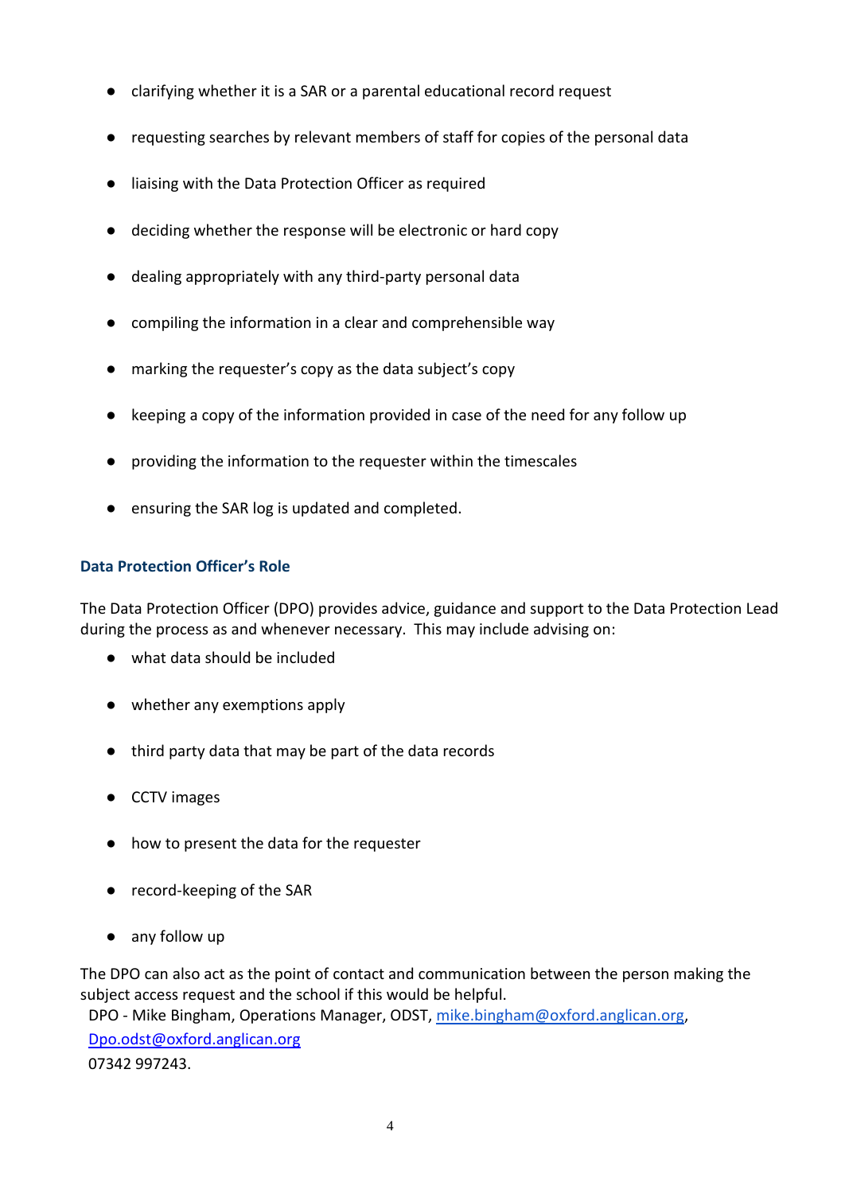- clarifying whether it is a SAR or a parental educational record request
- requesting searches by relevant members of staff for copies of the personal data
- liaising with the Data Protection Officer as required
- deciding whether the response will be electronic or hard copy
- dealing appropriately with any third-party personal data
- compiling the information in a clear and comprehensible way
- marking the requester's copy as the data subject's copy
- keeping a copy of the information provided in case of the need for any follow up
- providing the information to the requester within the timescales
- ensuring the SAR log is updated and completed.

### Data Protection Officer's Role

The Data Protection Officer (DPO) provides advice, guidance and support to the Data Protection Lead during the process as and whenever necessary. This may include advising on:

- what data should be included
- whether any exemptions apply
- third party data that may be part of the data records
- CCTV images
- how to present the data for the requester
- record-keeping of the SAR
- any follow up

The DPO can also act as the point of contact and communication between the person making the subject access request and the school if this would be helpful.

DPO - Mike Bingham, Operations Manager, ODST, mike.bingham@oxford.anglican.org, Dpo.odst@oxford.anglican.org
07342 997243.